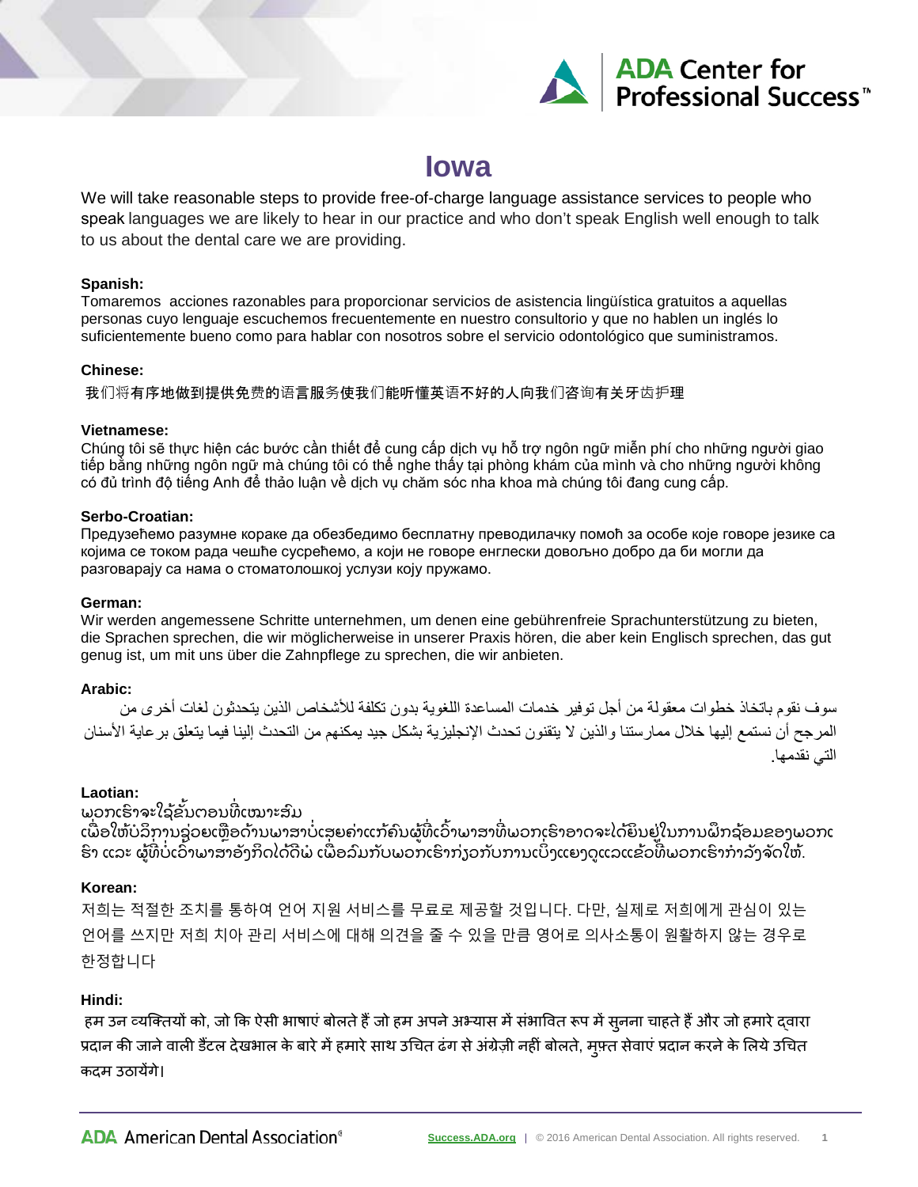# Iowa

We will take reasonable steps to provide free-of-charge language assistance services to people who speak languages we are likely to hear in our practice and who don't speak English well enough to talk to us about the dental care we are providing.

**Spanish:**
Tomaremos  acciones razonables para proporcionar servicios de asistencia lingüística gratuitos a aquellas personas cuyo lenguaje escuchemos frecuentemente en nuestro consultorio y que no hablen un inglés lo suficientemente bueno como para hablar con nosotros sobre el servicio odontológico que suministramos.

**Chinese:**
我们将有序地做到提供免费的语言服务使我们能听懂英语不好的人向我们咨询有关牙齿护理

**Vietnamese:**
Chúng tôi sẽ thực hiện các bước cần thiết để cung cấp dịch vụ hỗ trợ ngôn ngữ miễn phí cho những người giao tiếp bằng những ngôn ngữ mà chúng tôi có thể nghe thấy tại phòng khám của mình và cho những người không có đủ trình độ tiếng Anh để thảo luận về dịch vụ chăm sóc nha khoa mà chúng tôi đang cung cấp.

**Serbo-Croatian:**
Предузећемо разумне кораке да обезбедимо бесплатну преводилачку помоћ за особе које говоре језике са којима се током рада чешће сусрећемо, а који не говоре енглески довољно добро да би могли да разговарају са нама о стоматолошкој услузи коју пружамо.

**German:**
Wir werden angemessene Schritte unternehmen, um denen eine gebührenfreie Sprachunterstützung zu bieten, die Sprachen sprechen, die wir möglicherweise in unserer Praxis hören, die aber kein Englisch sprechen, das gut genug ist, um mit uns über die Zahnpflege zu sprechen, die wir anbieten.

**Arabic:**
سوف نقوم باتخاذ خطوات معقولة من أجل توفير خدمات المساعدة اللغوية بدون تكلفة للأشخاص الذين يتحدثون لغات أخرى من المرجح أن نستمع إليها خلال ممارستنا والذين لا يتقنون تحدث الإنجليزية بشكل جيد يمكنهم من التحدث إلينا فيما يتعلق برعاية الأسنان التي نقدمها.

**Laotian:**
ພວກເຮົາຈະໃຊ້ຂັ້ນຕອນທີ່ເໝາະສົມ
ເພື່ອໃຫ້ບໍລິການຊ່ວຍເຫຼືອດ້ານພາສາບໍ່ເສຍຄ່າແກ່ຄົນຜູ້ທີ່ເວົ້າພາສາທີ່ພວກເຮົາອາດຈະໄດ້ຍິນຢູ່ໃນການຝຶກຊ້ອມຂອງພວກເຮົາ ແລະ ຜູ້ທີ່ບໍ່ເວົ້າພາສາອັງກິດໄດ້ດີພໍ ເພື່ອລົມກັບພວກເຮົາກ່ຽວກັບການເບິ່ງແຍງດູແລແຂ້ວທີ່ພວກເຮົາກຳລັງຈັດໃຫ້.

**Korean:**
저희는 적절한 조치를 통하여 언어 지원 서비스를 무료로 제공할 것입니다. 다만, 실제로 저희에게 관심이 있는 언어를 쓰지만 저희 치아 관리 서비스에 대해 의견을 줄 수 있을 만큼 영어로 의사소통이 원활하지 않는 경우로 한정합니다

**Hindi:**
हम उन व्यक्तियों को, जो कि ऐसी भाषाएं बोलते हैं जो हम अपने अभ्यास में संभावित रूप में सुनना चाहते हैं और जो हमारे द्वारा प्रदान की जाने वाली डैंटल देखभाल के बारे में हमारे साथ उचित ढंग से अंग्रेज़ी नहीं बोलते, मुफ़्त सेवाएं प्रदान करने के लिये उचित कदम उठायेंगे।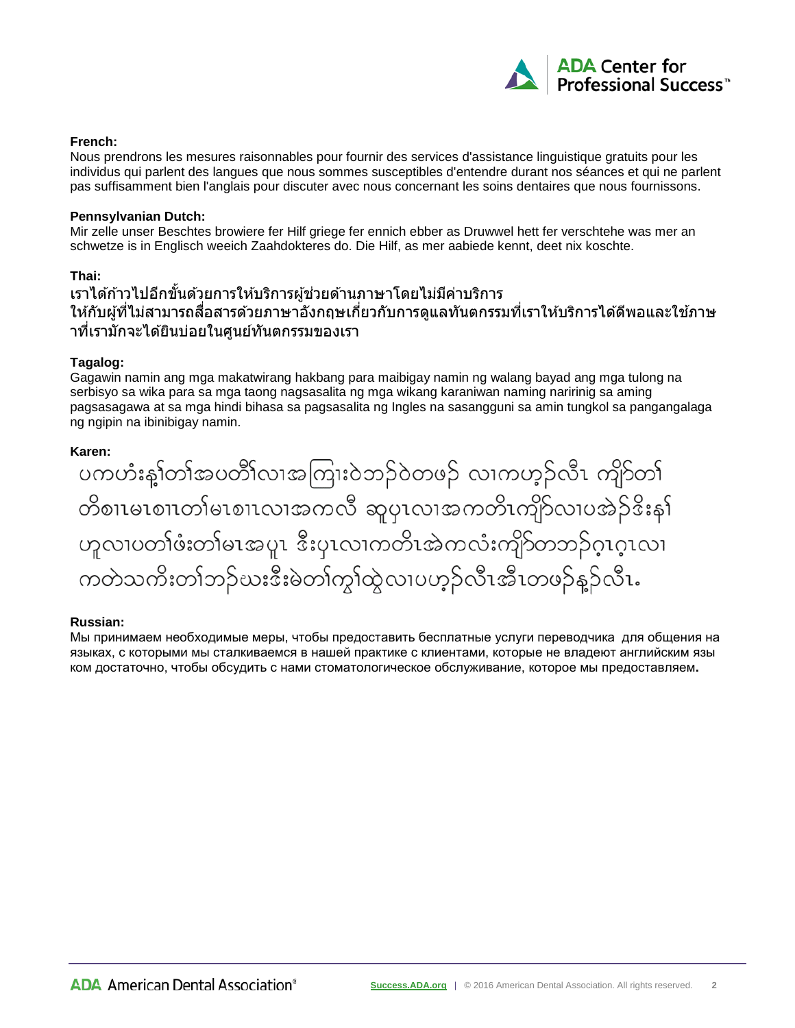**French:**
Nous prendrons les mesures raisonnables pour fournir des services d'assistance linguistique gratuits pour les individus qui parlent des langues que nous sommes susceptibles d'entendre durant nos séances et qui ne parlent pas suffisamment bien l'anglais pour discuter avec nous concernant les soins dentaires que nous fournissons.

**Pennsylvanian Dutch:**
Mir zelle unser Beschtes browiere fer Hilf griege fer ennich ebber as Druwwel hett fer verschtehe was mer an schwetze is in Englisch weeich Zaahdokteres do. Die Hilf, as mer aabiede kennt, deet nix koschte.

**Thai:**
เราได้ก้าวไปอีกขั้นด้วยการให้บริการผู้ช่วยด้านภาษาโดยไม่มีค่าบริการ ให้กับผู้ที่ไม่สามารถสื่อสารด้วยภาษาอังกฤษเกี่ยวกับการดูแลทันตกรรมที่เราให้บริการได้ดีพอและใช้ภาษาที่เรามักจะได้ยินบ่อยในศูนย์ทันตกรรมของเรา

**Tagalog:**
Gagawin namin ang mga makatwirang hakbang para maibigay namin ng walang bayad ang mga tulong na serbisyo sa wika para sa mga taong nagsasalita ng mga wikang karaniwan naming naririnig sa aming pagsasagawa at sa mga hindi bihasa sa pagsasalita ng Ingles na sasangguni sa amin tungkol sa pangangalaga ng ngipin na ibinibigay namin.

**Karen:**
ပကဟံးန့ၢ်တၢ်အပတိၢ်လၢအကြၢးဝဲဘၣ်ဝဲတဖၣ် လၢကဟ့ၣ်လီၤ ကျိာ်တၢ်တိစၢၤမၤစၢၤတၢ်မၤစၢၤလၢအကလီ ဆူပှၤလၢအကတိၤကျိာ်လၢပအဲၣ်ဒိးနၢ်ဟူလၢပတၢ်ဖံးတၢ်မၤအပူၤ ဒီးပှၤလၢကတိၤအဲကလံးကျိာ်တဘၣ်ဂ့ၤဂ့ၤလၢကတဲသကိးတၢ်ဘၣ်ဃးဒီးမဲတၢ်ကွၢ်ထွဲလၢပဟ့ၣ်လီၤအီၤတဖၣ်န့ၣ်လီၤ.

**Russian:**
Мы принимаем необходимые меры, чтобы предоставить бесплатные услуги переводчика для общения на языках, с которыми мы сталкиваемся в нашей практике с клиентами, которые не владеют английским языком достаточно, чтобы обсудить с нами стоматологическое обслуживание, которое мы предоставляем**.**